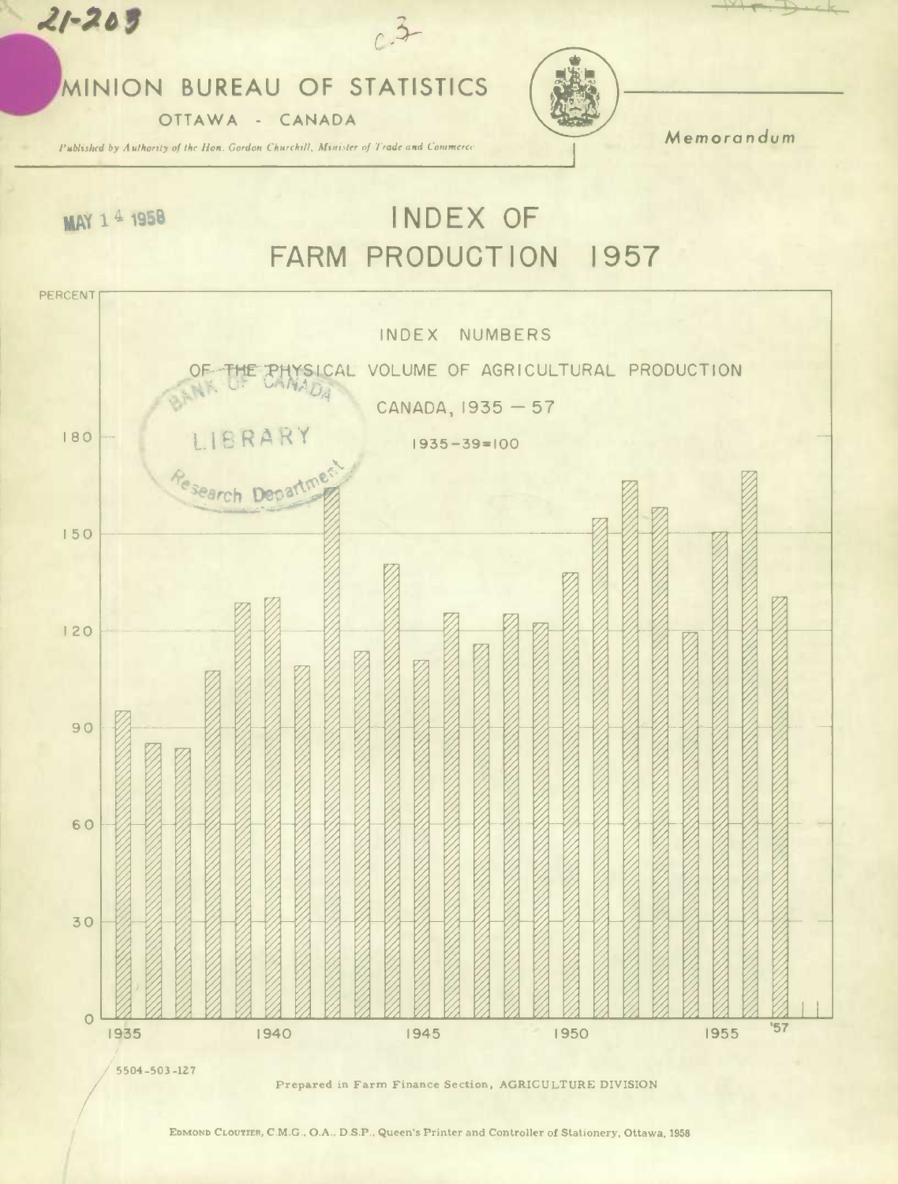21-203

c.3

# DOMINION BUREAU OF STATISTICS

OTTAWA - CANADA

*Published by Authority of the Hon. Gordon Churchill, Minister of Trade and Commerce*

*Memorandum*

MAY 14 1958

# INDEX OF FARM PRODUCTION 1957

INDEX NUMBERS

OF THE PHYSICAL VOLUME OF AGRICULTURAL PRODUCTION

CANADA, 1935 — 57

1935-39=100

BANK OF CANADA LIBRARY Research Department

5504-503-127

Prepared in Farm Finance Section, AGRICULTURE DIVISION

EDMOND CLOUTIER, C.M.G., O.A., D.S.P., Queen's Printer and Controller of Stationery, Ottawa, 1958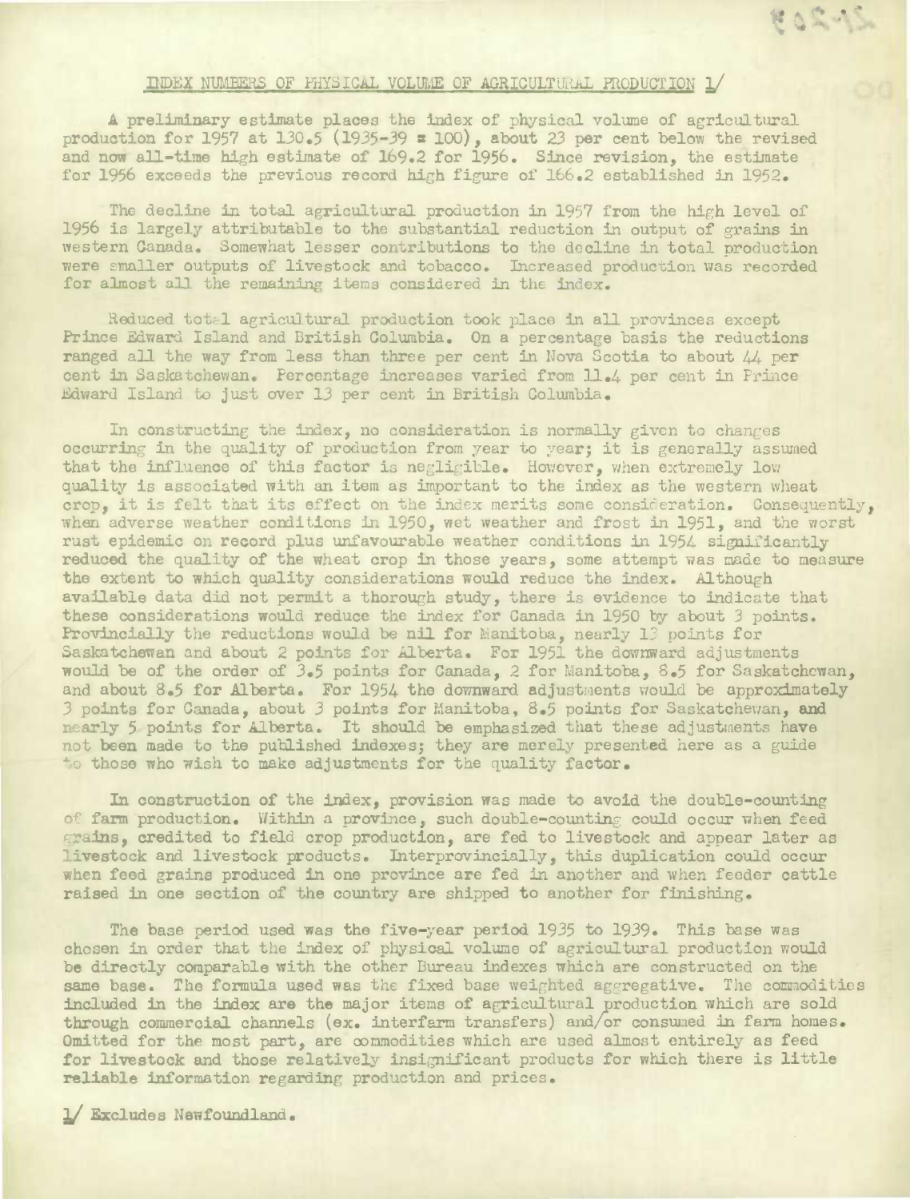## INDEX NUMBERS OF PHYSICAL VOLUME OF AGRICULTURAL PRODUCTION 1/

A preliminary estimate places the index of physical volume of agricultural production for 1957 at 130.5 (1935-39 = 100), about 23 per cent below the revised and now all-time high estimate of 169.2 for 1956. Since revision, the estimate for 1956 exceeds the previous record high figure of 166.2 established in 1952.

The decline in total agricultural production in 1957 from the high level of 1956 is largely attributable to the substantial reduction in output of grains in western Canada. Somewhat lesser contributions to the decline in total production were smaller outputs of livestock and tobacco. Increased production was recorded for almost all the remaining items considered in the index.

Reduced total agricultural production took place in all provinces except Prince Edward Island and British Columbia. On a percentage basis the reductions ranged all the way from less than three per cent in Nova Scotia to about 44 per cent in Saskatchewan. Percentage increases varied from 11.4 per cent in Prince Edward Island to just over 13 per cent in British Columbia.

In constructing the index, no consideration is normally given to changes occurring in the quality of production from year to year; it is generally assumed that the influence of this factor is negligible. However, when extremely low quality is associated with an item as important to the index as the western wheat crop, it is felt that its effect on the index merits some consideration. Consequently, when adverse weather conditions in 1950, wet weather and frost in 1951, and the worst rust epidemic on record plus unfavourable weather conditions in 1954 significantly reduced the quality of the wheat crop in those years, some attempt was made to measure the extent to which quality considerations would reduce the index. Although available data did not permit a thorough study, there is evidence to indicate that these considerations would reduce the index for Canada in 1950 by about 3 points. Provincially the reductions would be nil for Manitoba, nearly 13 points for Saskatchewan and about 2 points for Alberta. For 1951 the downward adjustments would be of the order of 3.5 points for Canada, 2 for Manitoba, 8.5 for Saskatchewan, and about 8.5 for Alberta. For 1954 the downward adjustments would be approximately 3 points for Canada, about 3 points for Manitoba, 8.5 points for Saskatchewan, and nearly 5 points for Alberta. It should be emphasized that these adjustments have not been made to the published indexes; they are merely presented here as a guide to those who wish to make adjustments for the quality factor.

In construction of the index, provision was made to avoid the double-counting of farm production. Within a province, such double-counting could occur when feed grains, credited to field crop production, are fed to livestock and appear later as livestock and livestock products. Interprovincially, this duplication could occur when feed grains produced in one province are fed in another and when feeder cattle raised in one section of the country are shipped to another for finishing.

The base period used was the five-year period 1935 to 1939. This base was chosen in order that the index of physical volume of agricultural production would be directly comparable with the other Bureau indexes which are constructed on the same base. The formula used was the fixed base weighted aggregative. The commodities included in the index are the major items of agricultural production which are sold through commercial channels (ex. interfarm transfers) and/or consumed in farm homes. Omitted for the most part, are commodities which are used almost entirely as feed for livestock and those relatively insignificant products for which there is little reliable information regarding production and prices.

1/ Excludes Newfoundland.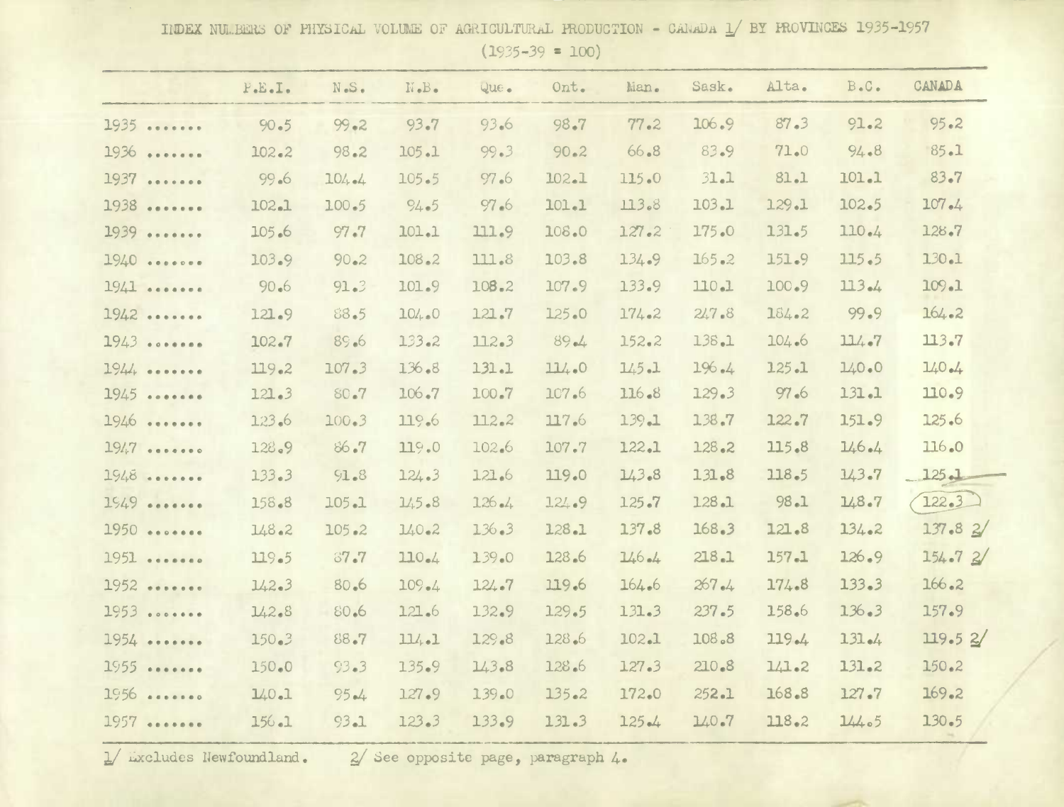# INDEX NUMBERS OF PHYSICAL VOLUME OF AGRICULTURAL PRODUCTION - CANADA 1/ BY PROVINCES 1935-1957

(1935-39 = 100)

| | P.E.I. | N.S. | N.B. | Que. | Ont. | Man. | Sask. | Alta. | B.C. | CANADA |
|---|---|---|---|---|---|---|---|---|---|---|
| 1935 ....... | 90.5 | 99.2 | 93.7 | 93.6 | 98.7 | 77.2 | 106.9 | 87.3 | 91.2 | 95.2 |
| 1936 ....... | 102.2 | 98.2 | 105.1 | 99.3 | 90.2 | 66.8 | 83.9 | 71.0 | 94.8 | 85.1 |
| 1937 ....... | 99.6 | 104.4 | 105.5 | 97.6 | 102.1 | 115.0 | 31.1 | 81.1 | 101.1 | 83.7 |
| 1938 ....... | 102.1 | 100.5 | 94.5 | 97.6 | 101.1 | 113.8 | 103.1 | 129.1 | 102.5 | 107.4 |
| 1939 ....... | 105.6 | 97.7 | 101.1 | 111.9 | 108.0 | 127.2 | 175.0 | 131.5 | 110.4 | 128.7 |
| 1940 ....... | 103.9 | 90.2 | 108.2 | 111.8 | 103.8 | 134.9 | 165.2 | 151.9 | 115.5 | 130.1 |
| 1941 ....... | 90.6 | 91.3 | 101.9 | 108.2 | 107.9 | 133.9 | 110.1 | 100.9 | 113.4 | 109.1 |
| 1942 ....... | 121.9 | 88.5 | 104.0 | 121.7 | 125.0 | 174.2 | 247.8 | 184.2 | 99.9 | 164.2 |
| 1943 ....... | 102.7 | 89.6 | 133.2 | 112.3 | 89.4 | 152.2 | 138.1 | 104.6 | 114.7 | 113.7 |
| 1944 ....... | 119.2 | 107.3 | 136.8 | 131.1 | 114.0 | 145.1 | 196.4 | 125.1 | 140.0 | 140.4 |
| 1945 ....... | 121.3 | 80.7 | 106.7 | 100.7 | 107.6 | 116.8 | 129.3 | 97.6 | 131.1 | 110.9 |
| 1946 ....... | 123.6 | 100.3 | 119.6 | 112.2 | 117.6 | 139.1 | 138.7 | 122.7 | 151.9 | 125.6 |
| 1947 ....... | 128.9 | 86.7 | 119.0 | 102.6 | 107.7 | 122.1 | 128.2 | 115.8 | 146.4 | 116.0 |
| 1948 ....... | 133.3 | 91.8 | 124.3 | 121.6 | 119.0 | 143.8 | 131.8 | 118.5 | 143.7 | 125.1 |
| 1949 ....... | 158.8 | 105.1 | 145.8 | 126.4 | 124.9 | 125.7 | 128.1 | 98.1 | 148.7 | 122.3 |
| 1950 ....... | 148.2 | 105.2 | 140.2 | 136.3 | 128.1 | 137.8 | 168.3 | 121.8 | 134.2 | 137.8 2/ |
| 1951 ....... | 119.5 | 87.7 | 110.4 | 139.0 | 128.6 | 146.4 | 218.1 | 157.1 | 126.9 | 154.7 2/ |
| 1952 ....... | 142.3 | 80.6 | 109.4 | 124.7 | 119.6 | 164.6 | 267.4 | 174.8 | 133.3 | 166.2 |
| 1953 ....... | 142.8 | 80.6 | 121.6 | 132.9 | 129.5 | 131.3 | 237.5 | 158.6 | 136.3 | 157.9 |
| 1954 ....... | 150.3 | 88.7 | 114.1 | 129.8 | 128.6 | 102.1 | 108.8 | 119.4 | 131.4 | 119.5 2/ |
| 1955 ....... | 150.0 | 93.3 | 135.9 | 143.8 | 128.6 | 127.3 | 210.8 | 141.2 | 131.2 | 150.2 |
| 1956 ....... | 140.1 | 95.4 | 127.9 | 139.0 | 135.2 | 172.0 | 252.1 | 168.8 | 127.7 | 169.2 |
| 1957 ....... | 156.1 | 93.1 | 123.3 | 133.9 | 131.3 | 125.4 | 140.7 | 118.2 | 144.5 | 130.5 |

1/ Excludes Newfoundland. 2/ See opposite page, paragraph 4.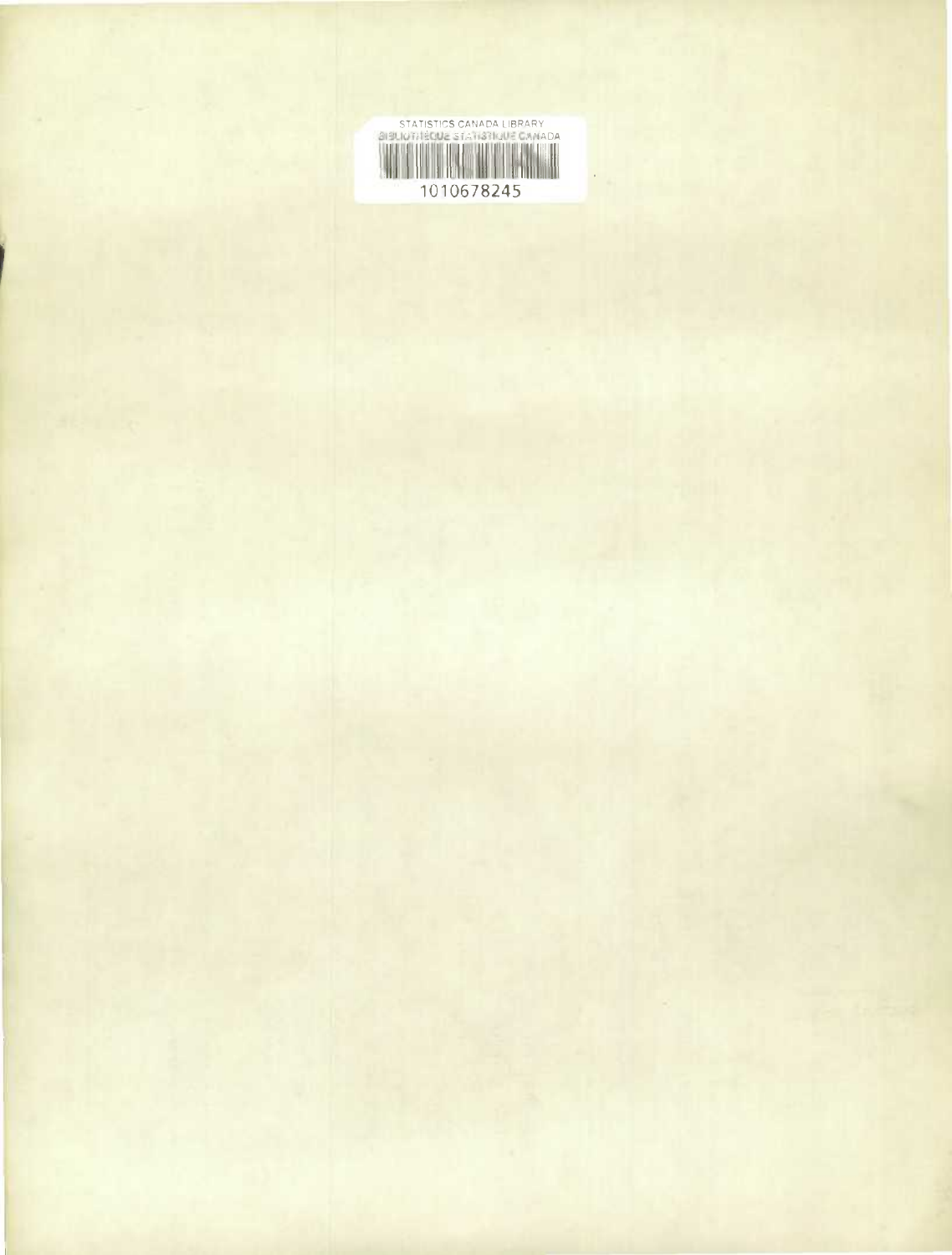STATISTICS CANADA LIBRARY
BIBLIOTHÈQUE STATISTIQUE CANADA

1010678245